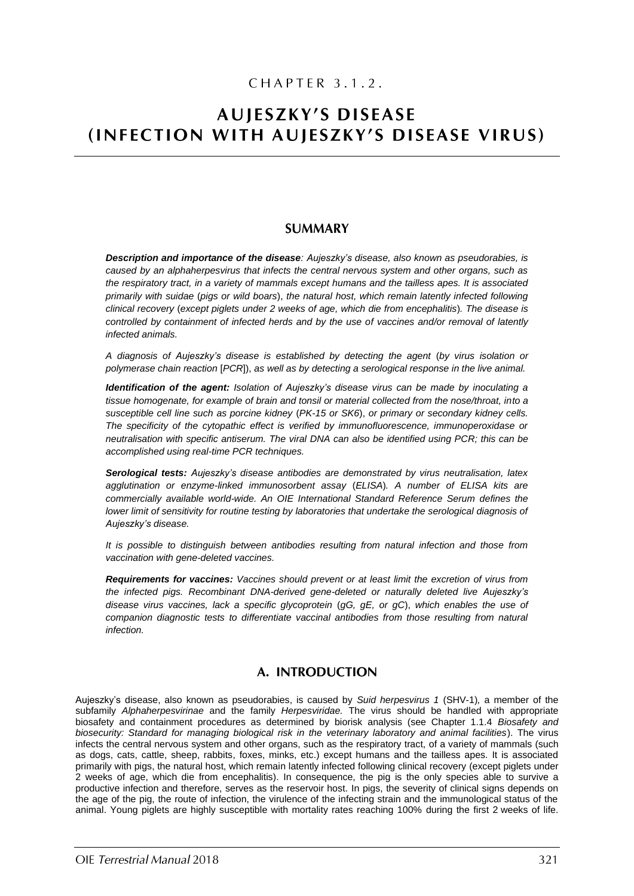CHAPTER 3.1.2.

# AUJESZKY'S DISEASE (INFECTION WITH AUJESZKY'S DISEASE VIRUS)

## SUMMARY

***Description and importance of the disease**: Aujeszky's disease, also known as pseudorabies, is caused by an alphaherpesvirus that infects the central nervous system and other organs, such as the respiratory tract, in a variety of mammals except humans and the tailless apes. It is associated primarily with suidae (pigs or wild boars), the natural host, which remain latently infected following clinical recovery (except piglets under 2 weeks of age, which die from encephalitis). The disease is controlled by containment of infected herds and by the use of vaccines and/or removal of latently infected animals.*

*A diagnosis of Aujeszky's disease is established by detecting the agent (by virus isolation or polymerase chain reaction [PCR]), as well as by detecting a serological response in the live animal.*

***Identification of the agent:** Isolation of Aujeszky's disease virus can be made by inoculating a tissue homogenate, for example of brain and tonsil or material collected from the nose/throat, into a susceptible cell line such as porcine kidney (PK-15 or SK6), or primary or secondary kidney cells. The specificity of the cytopathic effect is verified by immunofluorescence, immunoperoxidase or neutralisation with specific antiserum. The viral DNA can also be identified using PCR; this can be accomplished using real-time PCR techniques.*

***Serological tests:** Aujeszky's disease antibodies are demonstrated by virus neutralisation, latex agglutination or enzyme-linked immunosorbent assay (ELISA). A number of ELISA kits are commercially available world-wide. An OIE International Standard Reference Serum defines the lower limit of sensitivity for routine testing by laboratories that undertake the serological diagnosis of Aujeszky's disease.*

*It is possible to distinguish between antibodies resulting from natural infection and those from vaccination with gene-deleted vaccines.*

***Requirements for vaccines:** Vaccines should prevent or at least limit the excretion of virus from the infected pigs. Recombinant DNA-derived gene-deleted or naturally deleted live Aujeszky's disease virus vaccines, lack a specific glycoprotein (gG, gE, or gC), which enables the use of companion diagnostic tests to differentiate vaccinal antibodies from those resulting from natural infection.*

## A. INTRODUCTION

Aujeszky's disease, also known as pseudorabies, is caused by *Suid herpesvirus 1* (SHV-1), a member of the subfamily *Alphaherpesvirinae* and the family *Herpesviridae.* The virus should be handled with appropriate biosafety and containment procedures as determined by biorisk analysis (see Chapter 1.1.4 *Biosafety and biosecurity: Standard for managing biological risk in the veterinary laboratory and animal facilities*). The virus infects the central nervous system and other organs, such as the respiratory tract, of a variety of mammals (such as dogs, cats, cattle, sheep, rabbits, foxes, minks, etc.) except humans and the tailless apes. It is associated primarily with pigs, the natural host, which remain latently infected following clinical recovery (except piglets under 2 weeks of age, which die from encephalitis). In consequence, the pig is the only species able to survive a productive infection and therefore, serves as the reservoir host. In pigs, the severity of clinical signs depends on the age of the pig, the route of infection, the virulence of the infecting strain and the immunological status of the animal. Young piglets are highly susceptible with mortality rates reaching 100% during the first 2 weeks of life.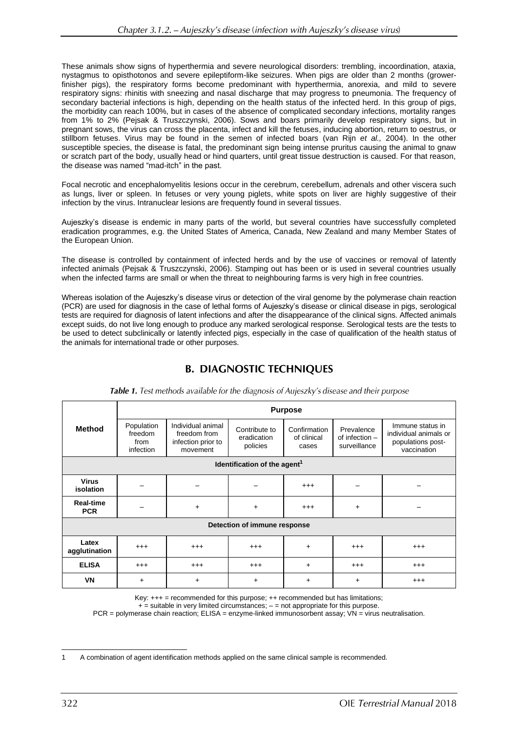These animals show signs of hyperthermia and severe neurological disorders: trembling, incoordination, ataxia, nystagmus to opisthotonos and severe epileptiform-like seizures. When pigs are older than 2 months (grower-finisher pigs), the respiratory forms become predominant with hyperthermia, anorexia, and mild to severe respiratory signs: rhinitis with sneezing and nasal discharge that may progress to pneumonia. The frequency of secondary bacterial infections is high, depending on the health status of the infected herd. In this group of pigs, the morbidity can reach 100%, but in cases of the absence of complicated secondary infections, mortality ranges from 1% to 2% (Pejsak & Truszczynski, 2006). Sows and boars primarily develop respiratory signs, but in pregnant sows, the virus can cross the placenta, infect and kill the fetuses, inducing abortion, return to oestrus, or stillborn fetuses. Virus may be found in the semen of infected boars (van Rijn *et al.,* 2004). In the other susceptible species, the disease is fatal, the predominant sign being intense pruritus causing the animal to gnaw or scratch part of the body, usually head or hind quarters, until great tissue destruction is caused. For that reason, the disease was named "mad-itch" in the past.

Focal necrotic and encephalomyelitis lesions occur in the cerebrum, cerebellum, adrenals and other viscera such as lungs, liver or spleen. In fetuses or very young piglets, white spots on liver are highly suggestive of their infection by the virus. Intranuclear lesions are frequently found in several tissues.

Aujeszky's disease is endemic in many parts of the world, but several countries have successfully completed eradication programmes, e.g. the United States of America, Canada, New Zealand and many Member States of the European Union.

The disease is controlled by containment of infected herds and by the use of vaccines or removal of latently infected animals (Pejsak & Truszczynski, 2006). Stamping out has been or is used in several countries usually when the infected farms are small or when the threat to neighbouring farms is very high in free countries.

Whereas isolation of the Aujeszky's disease virus or detection of the viral genome by the polymerase chain reaction (PCR) are used for diagnosis in the case of lethal forms of Aujeszky's disease or clinical disease in pigs, serological tests are required for diagnosis of latent infections and after the disappearance of the clinical signs. Affected animals except suids, do not live long enough to produce any marked serological response. Serological tests are the tests to be used to detect subclinically or latently infected pigs, especially in the case of qualification of the health status of the animals for international trade or other purposes.

## B. DIAGNOSTIC TECHNIQUES

***Table 1.*** *Test methods available for the diagnosis of Aujeszky's disease and their purpose*

| Method | Purpose | | | | | |
|---|---|---|---|---|---|---|
| | Population freedom from infection | Individual animal freedom from infection prior to movement | Contribute to eradication policies | Confirmation of clinical cases | Prevalence of infection – surveillance | Immune status in individual animals or populations post-vaccination |
| **Identification of the agent[1]** | | | | | | |
| **Virus isolation** | – | – | – | +++ | – | – |
| **Real-time PCR** | – | + | + | +++ | + | – |
| **Detection of immune response** | | | | | | |
| **Latex agglutination** | +++ | +++ | +++ | + | +++ | +++ |
| **ELISA** | +++ | +++ | +++ | + | +++ | +++ |
| **VN** | + | + | + | + | + | +++ |

Key: +++ = recommended for this purpose; ++ recommended but has limitations;
+ = suitable in very limited circumstances; – = not appropriate for this purpose.
PCR = polymerase chain reaction; ELISA = enzyme-linked immunosorbent assay; VN = virus neutralisation.

1 A combination of agent identification methods applied on the same clinical sample is recommended.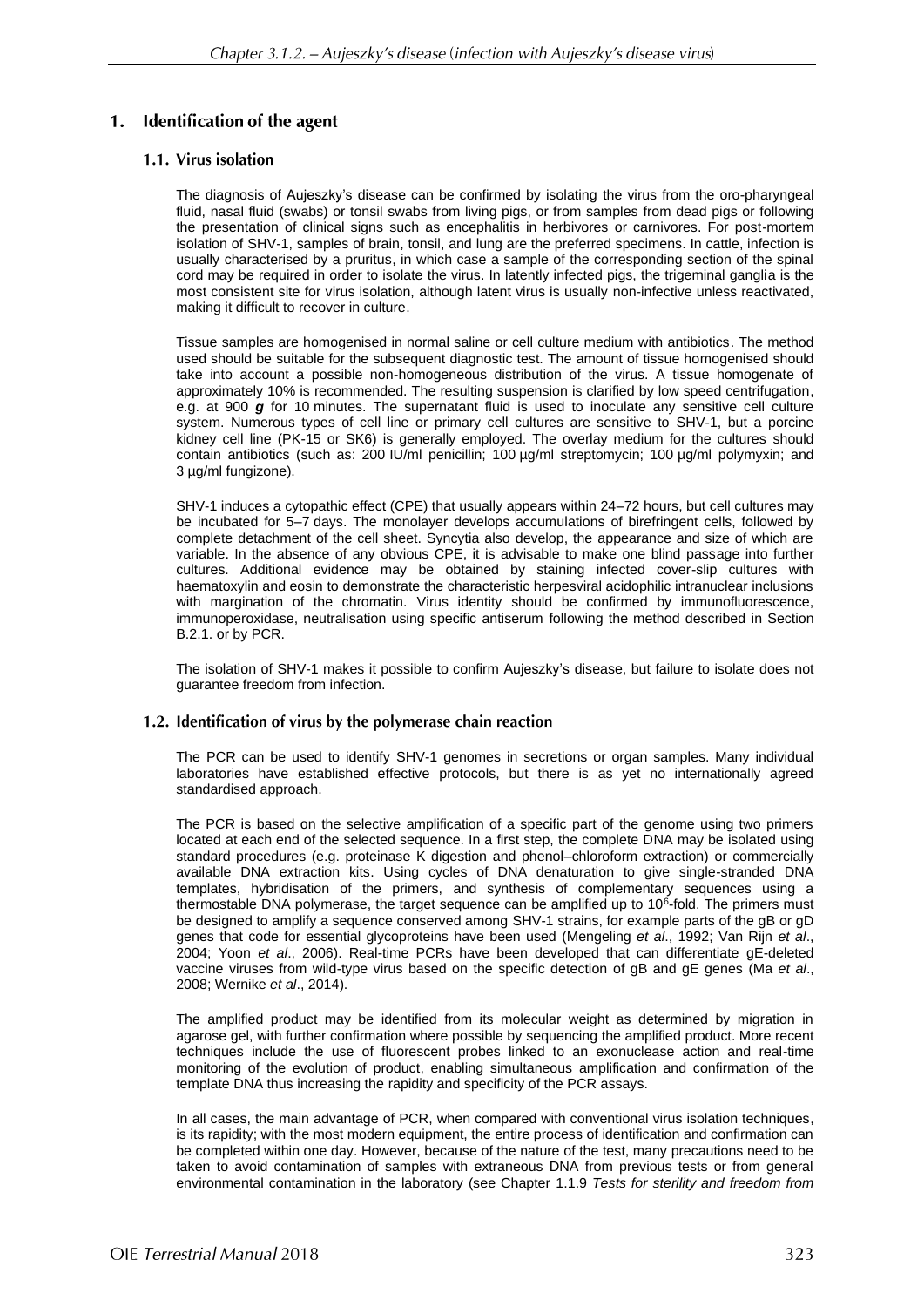## 1. Identification of the agent

### 1.1. Virus isolation

The diagnosis of Aujeszky's disease can be confirmed by isolating the virus from the oro-pharyngeal fluid, nasal fluid (swabs) or tonsil swabs from living pigs, or from samples from dead pigs or following the presentation of clinical signs such as encephalitis in herbivores or carnivores. For post-mortem isolation of SHV-1, samples of brain, tonsil, and lung are the preferred specimens. In cattle, infection is usually characterised by a pruritus, in which case a sample of the corresponding section of the spinal cord may be required in order to isolate the virus. In latently infected pigs, the trigeminal ganglia is the most consistent site for virus isolation, although latent virus is usually non-infective unless reactivated, making it difficult to recover in culture.

Tissue samples are homogenised in normal saline or cell culture medium with antibiotics. The method used should be suitable for the subsequent diagnostic test. The amount of tissue homogenised should take into account a possible non-homogeneous distribution of the virus. A tissue homogenate of approximately 10% is recommended. The resulting suspension is clarified by low speed centrifugation, e.g. at 900 ***g*** for 10 minutes. The supernatant fluid is used to inoculate any sensitive cell culture system. Numerous types of cell line or primary cell cultures are sensitive to SHV-1, but a porcine kidney cell line (PK-15 or SK6) is generally employed. The overlay medium for the cultures should contain antibiotics (such as: 200 IU/ml penicillin; 100 µg/ml streptomycin; 100 µg/ml polymyxin; and 3 µg/ml fungizone).

SHV-1 induces a cytopathic effect (CPE) that usually appears within 24–72 hours, but cell cultures may be incubated for 5–7 days. The monolayer develops accumulations of birefringent cells, followed by complete detachment of the cell sheet. Syncytia also develop, the appearance and size of which are variable. In the absence of any obvious CPE, it is advisable to make one blind passage into further cultures. Additional evidence may be obtained by staining infected cover-slip cultures with haematoxylin and eosin to demonstrate the characteristic herpesviral acidophilic intranuclear inclusions with margination of the chromatin. Virus identity should be confirmed by immunofluorescence, immunoperoxidase, neutralisation using specific antiserum following the method described in Section B.2.1. or by PCR.

The isolation of SHV-1 makes it possible to confirm Aujeszky's disease, but failure to isolate does not guarantee freedom from infection.

### 1.2. Identification of virus by the polymerase chain reaction

The PCR can be used to identify SHV-1 genomes in secretions or organ samples. Many individual laboratories have established effective protocols, but there is as yet no internationally agreed standardised approach.

The PCR is based on the selective amplification of a specific part of the genome using two primers located at each end of the selected sequence. In a first step, the complete DNA may be isolated using standard procedures (e.g. proteinase K digestion and phenol–chloroform extraction) or commercially available DNA extraction kits. Using cycles of DNA denaturation to give single-stranded DNA templates, hybridisation of the primers, and synthesis of complementary sequences using a thermostable DNA polymerase, the target sequence can be amplified up to $10^6$-fold. The primers must be designed to amplify a sequence conserved among SHV-1 strains, for example parts of the gB or gD genes that code for essential glycoproteins have been used (Mengeling *et al*., 1992; Van Rijn *et al*., 2004; Yoon *et al*., 2006). Real-time PCRs have been developed that can differentiate gE-deleted vaccine viruses from wild-type virus based on the specific detection of gB and gE genes (Ma *et al*., 2008; Wernike *et al*., 2014).

The amplified product may be identified from its molecular weight as determined by migration in agarose gel, with further confirmation where possible by sequencing the amplified product. More recent techniques include the use of fluorescent probes linked to an exonuclease action and real-time monitoring of the evolution of product, enabling simultaneous amplification and confirmation of the template DNA thus increasing the rapidity and specificity of the PCR assays.

In all cases, the main advantage of PCR, when compared with conventional virus isolation techniques, is its rapidity; with the most modern equipment, the entire process of identification and confirmation can be completed within one day. However, because of the nature of the test, many precautions need to be taken to avoid contamination of samples with extraneous DNA from previous tests or from general environmental contamination in the laboratory (see Chapter 1.1.9 *Tests for sterility and freedom from*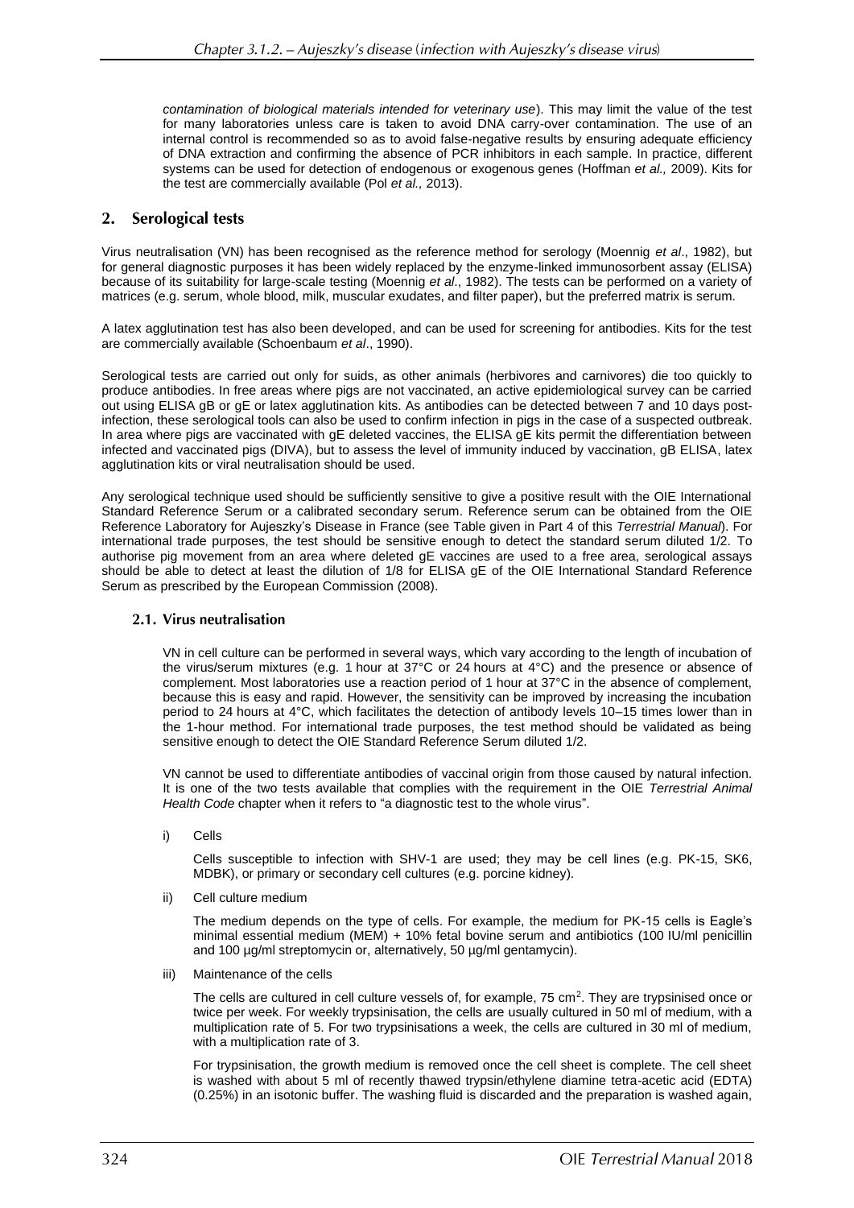*contamination of biological materials intended for veterinary use*). This may limit the value of the test for many laboratories unless care is taken to avoid DNA carry-over contamination. The use of an internal control is recommended so as to avoid false-negative results by ensuring adequate efficiency of DNA extraction and confirming the absence of PCR inhibitors in each sample. In practice, different systems can be used for detection of endogenous or exogenous genes (Hoffman *et al.,* 2009). Kits for the test are commercially available (Pol *et al.,* 2013).

## 2. Serological tests

Virus neutralisation (VN) has been recognised as the reference method for serology (Moennig *et al*., 1982), but for general diagnostic purposes it has been widely replaced by the enzyme-linked immunosorbent assay (ELISA) because of its suitability for large-scale testing (Moennig *et al*., 1982). The tests can be performed on a variety of matrices (e.g. serum, whole blood, milk, muscular exudates, and filter paper), but the preferred matrix is serum.

A latex agglutination test has also been developed, and can be used for screening for antibodies. Kits for the test are commercially available (Schoenbaum *et al*., 1990).

Serological tests are carried out only for suids, as other animals (herbivores and carnivores) die too quickly to produce antibodies. In free areas where pigs are not vaccinated, an active epidemiological survey can be carried out using ELISA gB or gE or latex agglutination kits. As antibodies can be detected between 7 and 10 days post-infection, these serological tools can also be used to confirm infection in pigs in the case of a suspected outbreak. In area where pigs are vaccinated with gE deleted vaccines, the ELISA gE kits permit the differentiation between infected and vaccinated pigs (DIVA), but to assess the level of immunity induced by vaccination, gB ELISA, latex agglutination kits or viral neutralisation should be used.

Any serological technique used should be sufficiently sensitive to give a positive result with the OIE International Standard Reference Serum or a calibrated secondary serum. Reference serum can be obtained from the OIE Reference Laboratory for Aujeszky's Disease in France (see Table given in Part 4 of this *Terrestrial Manual*). For international trade purposes, the test should be sensitive enough to detect the standard serum diluted 1/2. To authorise pig movement from an area where deleted gE vaccines are used to a free area, serological assays should be able to detect at least the dilution of 1/8 for ELISA gE of the OIE International Standard Reference Serum as prescribed by the European Commission (2008).

### 2.1. Virus neutralisation

VN in cell culture can be performed in several ways, which vary according to the length of incubation of the virus/serum mixtures (e.g. 1 hour at 37°C or 24 hours at 4°C) and the presence or absence of complement. Most laboratories use a reaction period of 1 hour at 37°C in the absence of complement, because this is easy and rapid. However, the sensitivity can be improved by increasing the incubation period to 24 hours at 4°C, which facilitates the detection of antibody levels 10–15 times lower than in the 1-hour method. For international trade purposes, the test method should be validated as being sensitive enough to detect the OIE Standard Reference Serum diluted 1/2.

VN cannot be used to differentiate antibodies of vaccinal origin from those caused by natural infection. It is one of the two tests available that complies with the requirement in the OIE *Terrestrial Animal Health Code* chapter when it refers to "a diagnostic test to the whole virus".

i) Cells

   Cells susceptible to infection with SHV-1 are used; they may be cell lines (e.g. PK-15, SK6, MDBK), or primary or secondary cell cultures (e.g. porcine kidney).

ii) Cell culture medium

   The medium depends on the type of cells. For example, the medium for PK-15 cells is Eagle's minimal essential medium (MEM) + 10% fetal bovine serum and antibiotics (100 IU/ml penicillin and 100 µg/ml streptomycin or, alternatively, 50 µg/ml gentamycin).

iii) Maintenance of the cells

   The cells are cultured in cell culture vessels of, for example, 75 cm$^2$. They are trypsinised once or twice per week. For weekly trypsinisation, the cells are usually cultured in 50 ml of medium, with a multiplication rate of 5. For two trypsinisations a week, the cells are cultured in 30 ml of medium, with a multiplication rate of 3.

   For trypsinisation, the growth medium is removed once the cell sheet is complete. The cell sheet is washed with about 5 ml of recently thawed trypsin/ethylene diamine tetra-acetic acid (EDTA) (0.25%) in an isotonic buffer. The washing fluid is discarded and the preparation is washed again,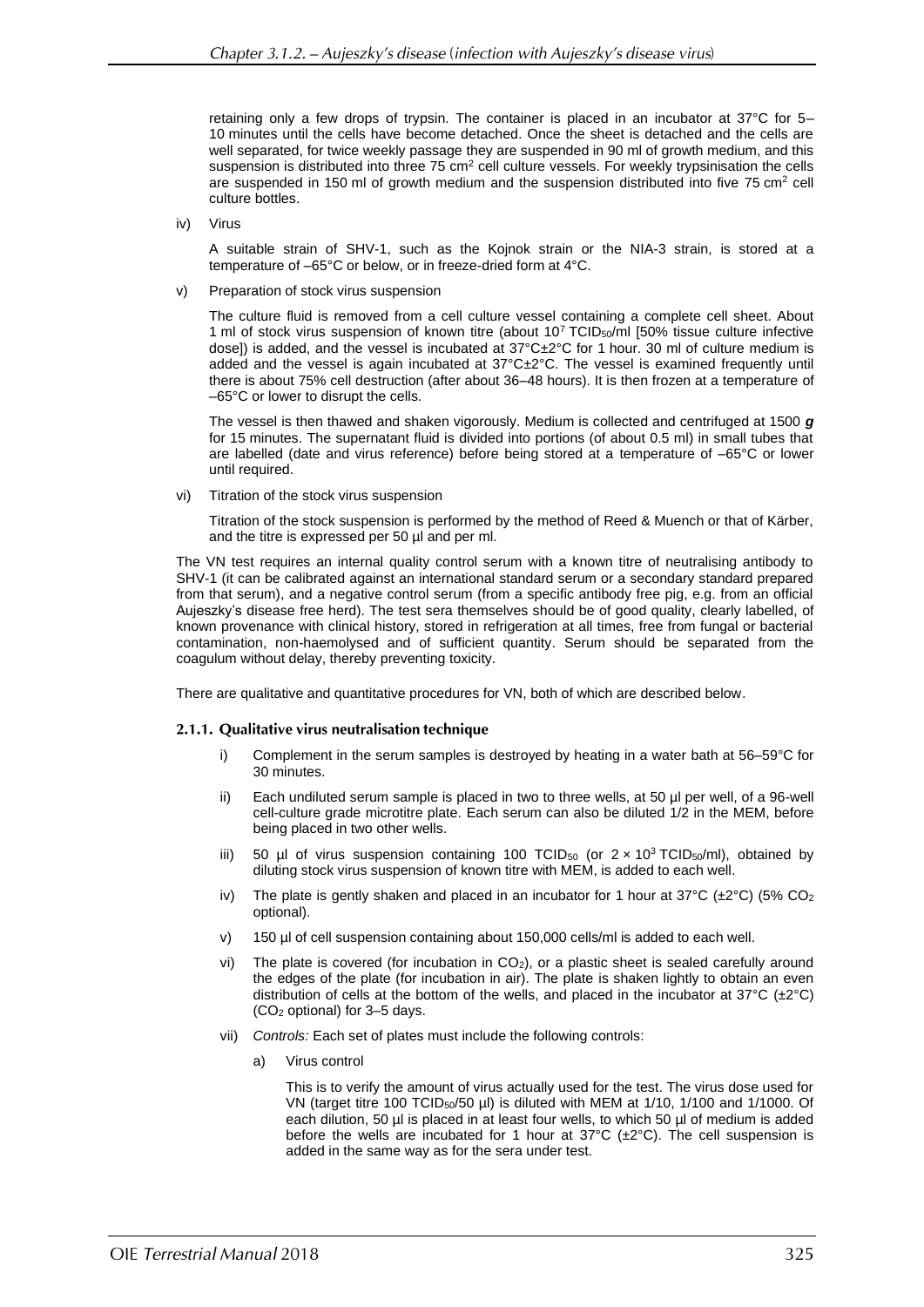retaining only a few drops of trypsin. The container is placed in an incubator at 37°C for 5–10 minutes until the cells have become detached. Once the sheet is detached and the cells are well separated, for twice weekly passage they are suspended in 90 ml of growth medium, and this suspension is distributed into three 75 $cm^2$ cell culture vessels. For weekly trypsinisation the cells are suspended in 150 ml of growth medium and the suspension distributed into five 75 $cm^2$ cell culture bottles.

iv) Virus

A suitable strain of SHV-1, such as the Kojnok strain or the NIA-3 strain, is stored at a temperature of –65°C or below, or in freeze-dried form at 4°C.

v) Preparation of stock virus suspension

The culture fluid is removed from a cell culture vessel containing a complete cell sheet. About 1 ml of stock virus suspension of known titre (about $10^7$ $TCID_{50}$/ml [50% tissue culture infective dose]) is added, and the vessel is incubated at 37°C±2°C for 1 hour. 30 ml of culture medium is added and the vessel is again incubated at 37°C±2°C. The vessel is examined frequently until there is about 75% cell destruction (after about 36–48 hours). It is then frozen at a temperature of –65°C or lower to disrupt the cells.

The vessel is then thawed and shaken vigorously. Medium is collected and centrifuged at 1500 ***g*** for 15 minutes. The supernatant fluid is divided into portions (of about 0.5 ml) in small tubes that are labelled (date and virus reference) before being stored at a temperature of –65°C or lower until required.

vi) Titration of the stock virus suspension

Titration of the stock suspension is performed by the method of Reed & Muench or that of Kärber, and the titre is expressed per 50 µl and per ml.

The VN test requires an internal quality control serum with a known titre of neutralising antibody to SHV-1 (it can be calibrated against an international standard serum or a secondary standard prepared from that serum), and a negative control serum (from a specific antibody free pig, e.g. from an official Aujeszky's disease free herd). The test sera themselves should be of good quality, clearly labelled, of known provenance with clinical history, stored in refrigeration at all times, free from fungal or bacterial contamination, non-haemolysed and of sufficient quantity. Serum should be separated from the coagulum without delay, thereby preventing toxicity.

There are qualitative and quantitative procedures for VN, both of which are described below.

### 2.1.1. Qualitative virus neutralisation technique

i) Complement in the serum samples is destroyed by heating in a water bath at 56–59°C for 30 minutes.

ii) Each undiluted serum sample is placed in two to three wells, at 50 µl per well, of a 96-well cell-culture grade microtitre plate. Each serum can also be diluted 1/2 in the MEM, before being placed in two other wells.

iii) 50 µl of virus suspension containing 100 $TCID_{50}$ (or $2 \times 10^3$ $TCID_{50}$/ml), obtained by diluting stock virus suspension of known titre with MEM, is added to each well.

iv) The plate is gently shaken and placed in an incubator for 1 hour at 37°C (±2°C) (5% $CO_2$ optional).

v) 150 µl of cell suspension containing about 150,000 cells/ml is added to each well.

vi) The plate is covered (for incubation in $CO_2$), or a plastic sheet is sealed carefully around the edges of the plate (for incubation in air). The plate is shaken lightly to obtain an even distribution of cells at the bottom of the wells, and placed in the incubator at 37°C (±2°C) ($CO_2$ optional) for 3–5 days.

vii) *Controls:* Each set of plates must include the following controls:

a) Virus control

This is to verify the amount of virus actually used for the test. The virus dose used for VN (target titre 100 $TCID_{50}$/50 µl) is diluted with MEM at 1/10, 1/100 and 1/1000. Of each dilution, 50 µl is placed in at least four wells, to which 50 µl of medium is added before the wells are incubated for 1 hour at 37°C (±2°C). The cell suspension is added in the same way as for the sera under test.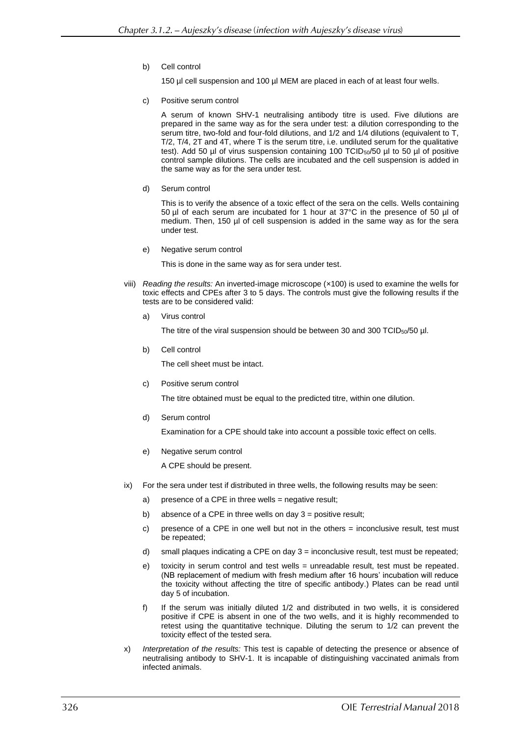b) Cell control

   150 µl cell suspension and 100 µl MEM are placed in each of at least four wells.

c) Positive serum control

   A serum of known SHV-1 neutralising antibody titre is used. Five dilutions are prepared in the same way as for the sera under test: a dilution corresponding to the serum titre, two-fold and four-fold dilutions, and 1/2 and 1/4 dilutions (equivalent to T, T/2, T/4, 2T and 4T, where T is the serum titre, i.e. undiluted serum for the qualitative test). Add 50 µl of virus suspension containing 100 $TCID_{50}$/50 µl to 50 µl of positive control sample dilutions. The cells are incubated and the cell suspension is added in the same way as for the sera under test.

d) Serum control

   This is to verify the absence of a toxic effect of the sera on the cells. Wells containing 50 µl of each serum are incubated for 1 hour at 37°C in the presence of 50 µl of medium. Then, 150 µl of cell suspension is added in the same way as for the sera under test.

e) Negative serum control

   This is done in the same way as for sera under test.

viii) *Reading the results:* An inverted-image microscope (×100) is used to examine the wells for toxic effects and CPEs after 3 to 5 days. The controls must give the following results if the tests are to be considered valid:

a) Virus control

   The titre of the viral suspension should be between 30 and 300 $TCID_{50}$/50 µl.

b) Cell control

   The cell sheet must be intact.

c) Positive serum control

   The titre obtained must be equal to the predicted titre, within one dilution.

d) Serum control

   Examination for a CPE should take into account a possible toxic effect on cells.

e) Negative serum control

   A CPE should be present.

ix) For the sera under test if distributed in three wells, the following results may be seen:

a) presence of a CPE in three wells = negative result;

b) absence of a CPE in three wells on day 3 = positive result;

c) presence of a CPE in one well but not in the others = inconclusive result, test must be repeated;

d) small plaques indicating a CPE on day 3 = inconclusive result, test must be repeated;

e) toxicity in serum control and test wells = unreadable result, test must be repeated. (NB replacement of medium with fresh medium after 16 hours' incubation will reduce the toxicity without affecting the titre of specific antibody.) Plates can be read until day 5 of incubation.

f) If the serum was initially diluted 1/2 and distributed in two wells, it is considered positive if CPE is absent in one of the two wells, and it is highly recommended to retest using the quantitative technique. Diluting the serum to 1/2 can prevent the toxicity effect of the tested sera.

x) *Interpretation of the results:* This test is capable of detecting the presence or absence of neutralising antibody to SHV-1. It is incapable of distinguishing vaccinated animals from infected animals.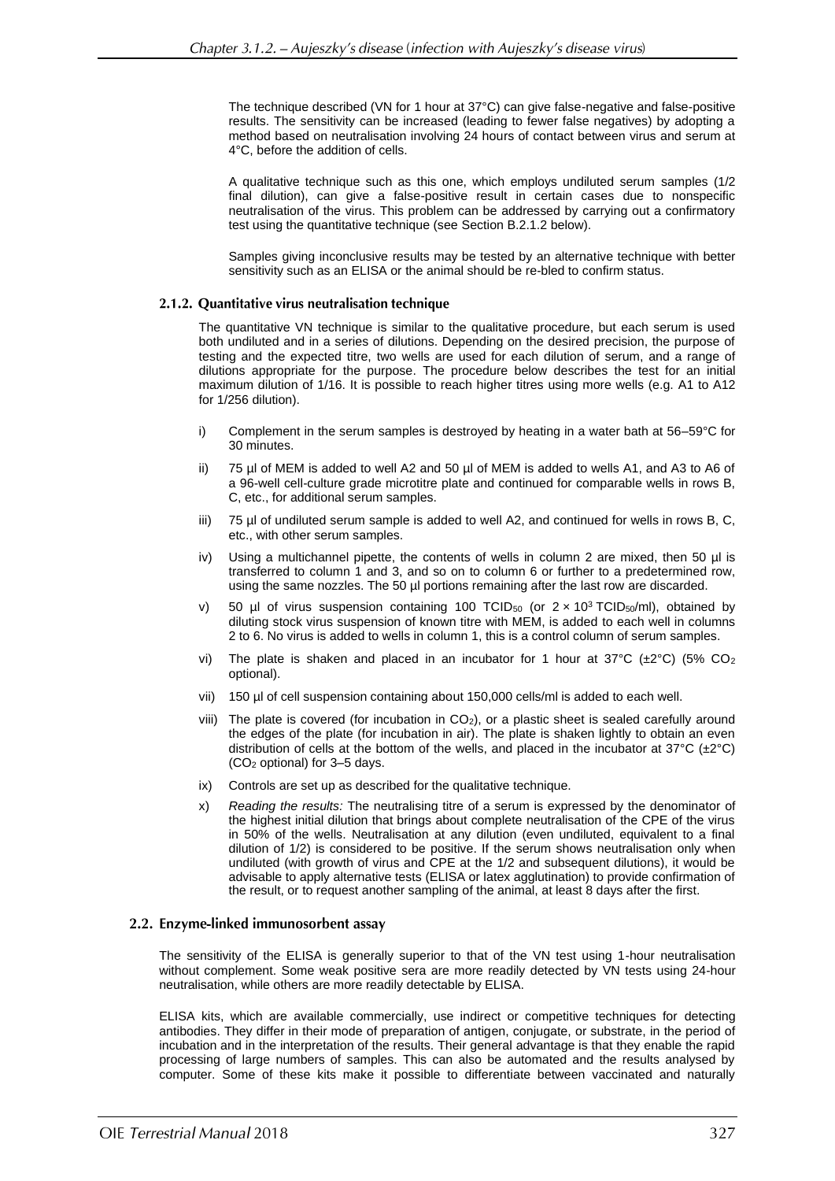The technique described (VN for 1 hour at 37°C) can give false-negative and false-positive results. The sensitivity can be increased (leading to fewer false negatives) by adopting a method based on neutralisation involving 24 hours of contact between virus and serum at 4°C, before the addition of cells.

A qualitative technique such as this one, which employs undiluted serum samples (1/2 final dilution), can give a false-positive result in certain cases due to nonspecific neutralisation of the virus. This problem can be addressed by carrying out a confirmatory test using the quantitative technique (see Section B.2.1.2 below).

Samples giving inconclusive results may be tested by an alternative technique with better sensitivity such as an ELISA or the animal should be re-bled to confirm status.

#### 2.1.2. Quantitative virus neutralisation technique

The quantitative VN technique is similar to the qualitative procedure, but each serum is used both undiluted and in a series of dilutions. Depending on the desired precision, the purpose of testing and the expected titre, two wells are used for each dilution of serum, and a range of dilutions appropriate for the purpose. The procedure below describes the test for an initial maximum dilution of 1/16. It is possible to reach higher titres using more wells (e.g. A1 to A12 for 1/256 dilution).

i) Complement in the serum samples is destroyed by heating in a water bath at 56–59°C for 30 minutes.

ii) 75 µl of MEM is added to well A2 and 50 µl of MEM is added to wells A1, and A3 to A6 of a 96-well cell-culture grade microtitre plate and continued for comparable wells in rows B, C, etc., for additional serum samples.

iii) 75 µl of undiluted serum sample is added to well A2, and continued for wells in rows B, C, etc., with other serum samples.

iv) Using a multichannel pipette, the contents of wells in column 2 are mixed, then 50 µl is transferred to column 1 and 3, and so on to column 6 or further to a predetermined row, using the same nozzles. The 50 µl portions remaining after the last row are discarded.

v) 50 µl of virus suspension containing 100 $TCID_{50}$ (or $2 \times 10^3$ $TCID_{50}$/ml), obtained by diluting stock virus suspension of known titre with MEM, is added to each well in columns 2 to 6. No virus is added to wells in column 1, this is a control column of serum samples.

vi) The plate is shaken and placed in an incubator for 1 hour at 37°C (±2°C) (5% $CO_2$ optional).

vii) 150 µl of cell suspension containing about 150,000 cells/ml is added to each well.

viii) The plate is covered (for incubation in $CO_2$), or a plastic sheet is sealed carefully around the edges of the plate (for incubation in air). The plate is shaken lightly to obtain an even distribution of cells at the bottom of the wells, and placed in the incubator at 37°C (±2°C) ($CO_2$ optional) for 3–5 days.

ix) Controls are set up as described for the qualitative technique.

x) *Reading the results:* The neutralising titre of a serum is expressed by the denominator of the highest initial dilution that brings about complete neutralisation of the CPE of the virus in 50% of the wells. Neutralisation at any dilution (even undiluted, equivalent to a final dilution of 1/2) is considered to be positive. If the serum shows neutralisation only when undiluted (with growth of virus and CPE at the 1/2 and subsequent dilutions), it would be advisable to apply alternative tests (ELISA or latex agglutination) to provide confirmation of the result, or to request another sampling of the animal, at least 8 days after the first.

### 2.2. Enzyme-linked immunosorbent assay

The sensitivity of the ELISA is generally superior to that of the VN test using 1-hour neutralisation without complement. Some weak positive sera are more readily detected by VN tests using 24-hour neutralisation, while others are more readily detectable by ELISA.

ELISA kits, which are available commercially, use indirect or competitive techniques for detecting antibodies. They differ in their mode of preparation of antigen, conjugate, or substrate, in the period of incubation and in the interpretation of the results. Their general advantage is that they enable the rapid processing of large numbers of samples. This can also be automated and the results analysed by computer. Some of these kits make it possible to differentiate between vaccinated and naturally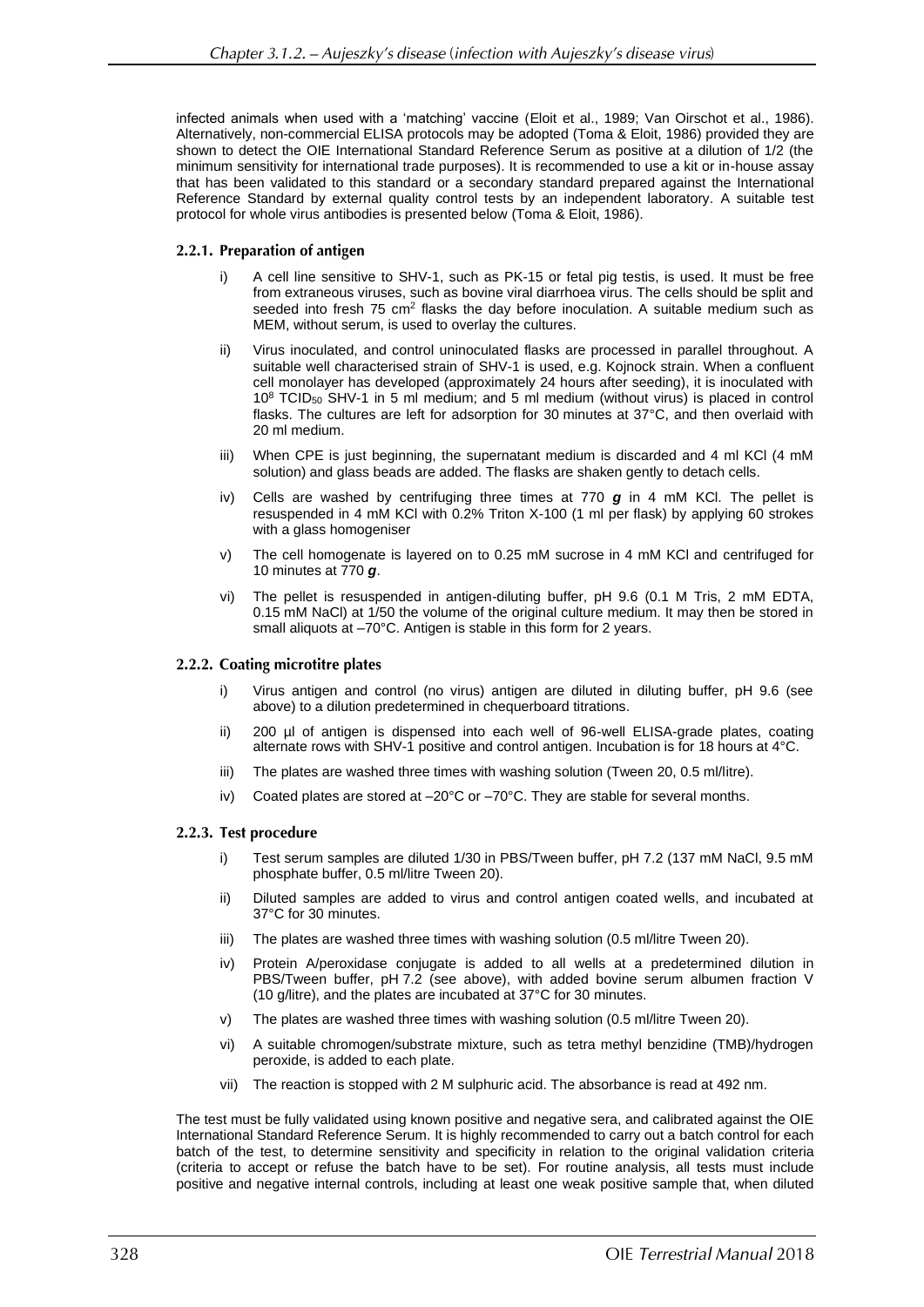infected animals when used with a 'matching' vaccine (Eloit et al., 1989; Van Oirschot et al., 1986). Alternatively, non-commercial ELISA protocols may be adopted (Toma & Eloit, 1986) provided they are shown to detect the OIE International Standard Reference Serum as positive at a dilution of 1/2 (the minimum sensitivity for international trade purposes). It is recommended to use a kit or in-house assay that has been validated to this standard or a secondary standard prepared against the International Reference Standard by external quality control tests by an independent laboratory. A suitable test protocol for whole virus antibodies is presented below (Toma & Eloit, 1986).

### 2.2.1. Preparation of antigen

i) A cell line sensitive to SHV-1, such as PK-15 or fetal pig testis, is used. It must be free from extraneous viruses, such as bovine viral diarrhoea virus. The cells should be split and seeded into fresh 75 $cm^2$ flasks the day before inoculation. A suitable medium such as MEM, without serum, is used to overlay the cultures.

ii) Virus inoculated, and control uninoculated flasks are processed in parallel throughout. A suitable well characterised strain of SHV-1 is used, e.g. Kojnock strain. When a confluent cell monolayer has developed (approximately 24 hours after seeding), it is inoculated with $10^8$ $TCID_{50}$ SHV-1 in 5 ml medium; and 5 ml medium (without virus) is placed in control flasks. The cultures are left for adsorption for 30 minutes at 37°C, and then overlaid with 20 ml medium.

iii) When CPE is just beginning, the supernatant medium is discarded and 4 ml KCl (4 mM solution) and glass beads are added. The flasks are shaken gently to detach cells.

iv) Cells are washed by centrifuging three times at 770 ***g*** in 4 mM KCl. The pellet is resuspended in 4 mM KCl with 0.2% Triton X-100 (1 ml per flask) by applying 60 strokes with a glass homogeniser

v) The cell homogenate is layered on to 0.25 mM sucrose in 4 mM KCl and centrifuged for 10 minutes at 770 ***g***.

vi) The pellet is resuspended in antigen-diluting buffer, pH 9.6 (0.1 M Tris, 2 mM EDTA, 0.15 mM NaCl) at 1/50 the volume of the original culture medium. It may then be stored in small aliquots at –70°C. Antigen is stable in this form for 2 years.

### 2.2.2. Coating microtitre plates

i) Virus antigen and control (no virus) antigen are diluted in diluting buffer, pH 9.6 (see above) to a dilution predetermined in chequerboard titrations.

ii) 200 µl of antigen is dispensed into each well of 96-well ELISA-grade plates, coating alternate rows with SHV-1 positive and control antigen. Incubation is for 18 hours at 4°C.

iii) The plates are washed three times with washing solution (Tween 20, 0.5 ml/litre).

iv) Coated plates are stored at –20°C or –70°C. They are stable for several months.

### 2.2.3. Test procedure

i) Test serum samples are diluted 1/30 in PBS/Tween buffer, pH 7.2 (137 mM NaCl, 9.5 mM phosphate buffer, 0.5 ml/litre Tween 20).

ii) Diluted samples are added to virus and control antigen coated wells, and incubated at 37°C for 30 minutes.

iii) The plates are washed three times with washing solution (0.5 ml/litre Tween 20).

iv) Protein A/peroxidase conjugate is added to all wells at a predetermined dilution in PBS/Tween buffer, pH 7.2 (see above), with added bovine serum albumen fraction V (10 g/litre), and the plates are incubated at 37°C for 30 minutes.

v) The plates are washed three times with washing solution (0.5 ml/litre Tween 20).

vi) A suitable chromogen/substrate mixture, such as tetra methyl benzidine (TMB)/hydrogen peroxide, is added to each plate.

vii) The reaction is stopped with 2 M sulphuric acid. The absorbance is read at 492 nm.

The test must be fully validated using known positive and negative sera, and calibrated against the OIE International Standard Reference Serum. It is highly recommended to carry out a batch control for each batch of the test, to determine sensitivity and specificity in relation to the original validation criteria (criteria to accept or refuse the batch have to be set). For routine analysis, all tests must include positive and negative internal controls, including at least one weak positive sample that, when diluted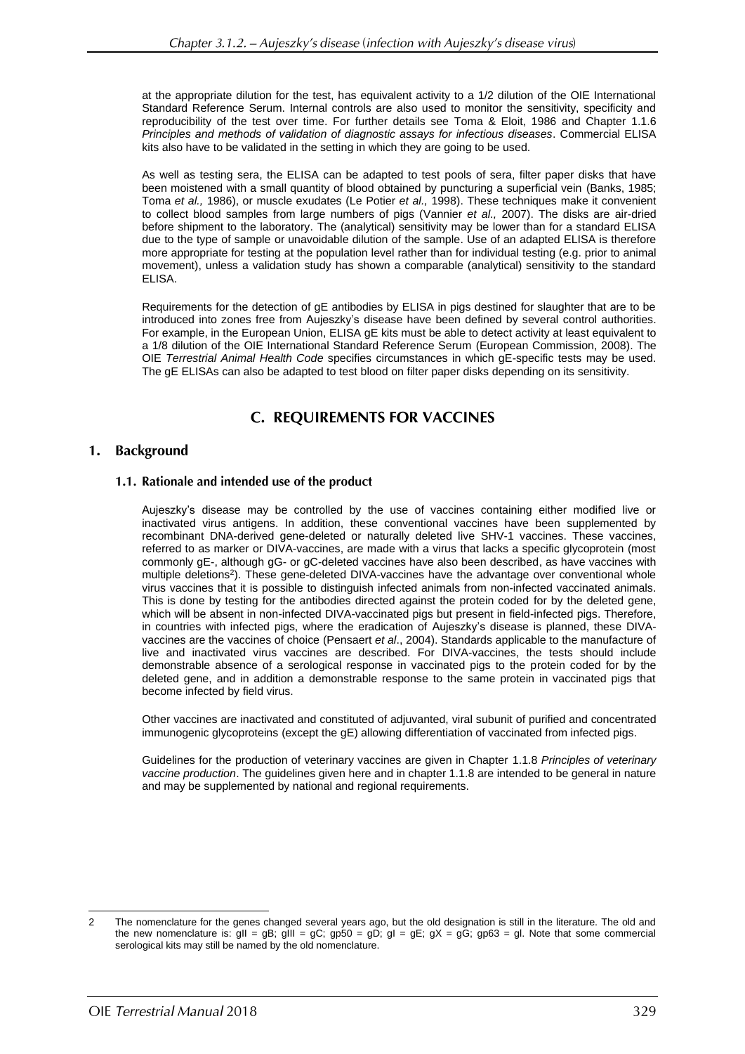at the appropriate dilution for the test, has equivalent activity to a 1/2 dilution of the OIE International Standard Reference Serum. Internal controls are also used to monitor the sensitivity, specificity and reproducibility of the test over time. For further details see Toma & Eloit, 1986 and Chapter 1.1.6 *Principles and methods of validation of diagnostic assays for infectious diseases*. Commercial ELISA kits also have to be validated in the setting in which they are going to be used.

As well as testing sera, the ELISA can be adapted to test pools of sera, filter paper disks that have been moistened with a small quantity of blood obtained by puncturing a superficial vein (Banks, 1985; Toma *et al.,* 1986), or muscle exudates (Le Potier *et al.,* 1998). These techniques make it convenient to collect blood samples from large numbers of pigs (Vannier *et al.,* 2007). The disks are air-dried before shipment to the laboratory. The (analytical) sensitivity may be lower than for a standard ELISA due to the type of sample or unavoidable dilution of the sample. Use of an adapted ELISA is therefore more appropriate for testing at the population level rather than for individual testing (e.g. prior to animal movement), unless a validation study has shown a comparable (analytical) sensitivity to the standard ELISA.

Requirements for the detection of gE antibodies by ELISA in pigs destined for slaughter that are to be introduced into zones free from Aujeszky's disease have been defined by several control authorities. For example, in the European Union, ELISA gE kits must be able to detect activity at least equivalent to a 1/8 dilution of the OIE International Standard Reference Serum (European Commission, 2008). The OIE *Terrestrial Animal Health Code* specifies circumstances in which gE-specific tests may be used. The gE ELISAs can also be adapted to test blood on filter paper disks depending on its sensitivity.

## C. REQUIREMENTS FOR VACCINES

### 1. Background

#### 1.1. Rationale and intended use of the product

Aujeszky's disease may be controlled by the use of vaccines containing either modified live or inactivated virus antigens. In addition, these conventional vaccines have been supplemented by recombinant DNA-derived gene-deleted or naturally deleted live SHV-1 vaccines. These vaccines, referred to as marker or DIVA-vaccines, are made with a virus that lacks a specific glycoprotein (most commonly gE-, although gG- or gC-deleted vaccines have also been described, as have vaccines with multiple deletions[2]). These gene-deleted DIVA-vaccines have the advantage over conventional whole virus vaccines that it is possible to distinguish infected animals from non-infected vaccinated animals. This is done by testing for the antibodies directed against the protein coded for by the deleted gene, which will be absent in non-infected DIVA-vaccinated pigs but present in field-infected pigs. Therefore, in countries with infected pigs, where the eradication of Aujeszky's disease is planned, these DIVA-vaccines are the vaccines of choice (Pensaert *et al*., 2004). Standards applicable to the manufacture of live and inactivated virus vaccines are described. For DIVA-vaccines, the tests should include demonstrable absence of a serological response in vaccinated pigs to the protein coded for by the deleted gene, and in addition a demonstrable response to the same protein in vaccinated pigs that become infected by field virus.

Other vaccines are inactivated and constituted of adjuvanted, viral subunit of purified and concentrated immunogenic glycoproteins (except the gE) allowing differentiation of vaccinated from infected pigs.

Guidelines for the production of veterinary vaccines are given in Chapter 1.1.8 *Principles of veterinary vaccine production*. The guidelines given here and in chapter 1.1.8 are intended to be general in nature and may be supplemented by national and regional requirements.

---

2 The nomenclature for the genes changed several years ago, but the old designation is still in the literature. The old and the new nomenclature is: gII = gB; gIII = gC; gp50 = gD; gI = gE; gX = gG; gp63 = gI. Note that some commercial serological kits may still be named by the old nomenclature.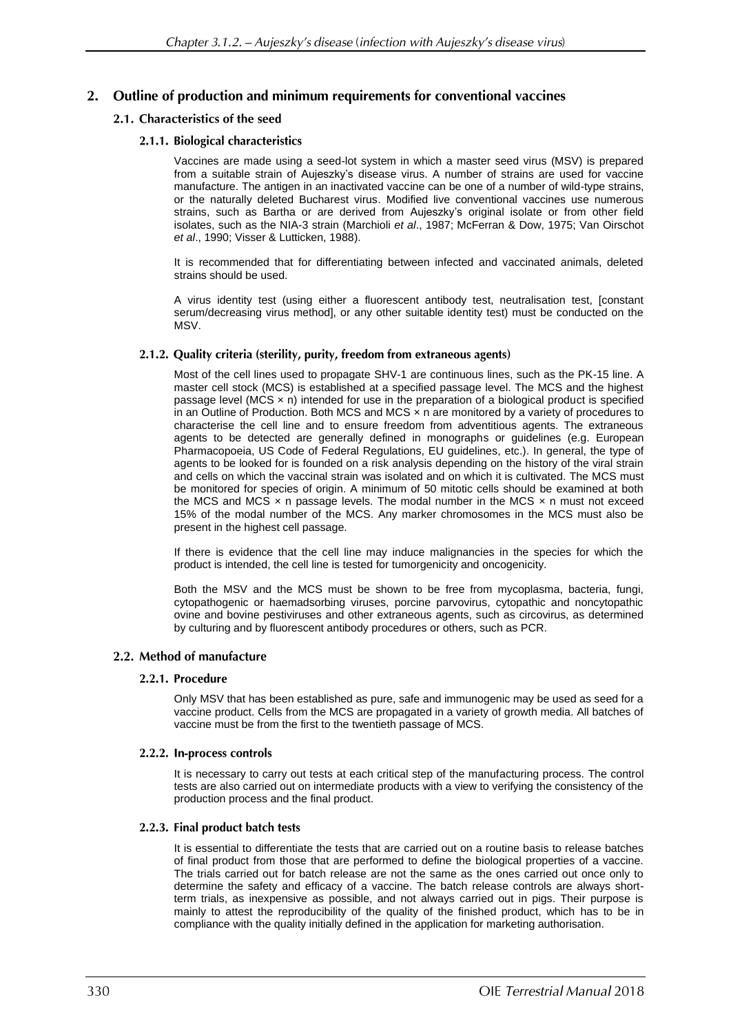## 2. Outline of production and minimum requirements for conventional vaccines

### 2.1. Characteristics of the seed

#### 2.1.1. Biological characteristics

Vaccines are made using a seed-lot system in which a master seed virus (MSV) is prepared from a suitable strain of Aujeszky's disease virus. A number of strains are used for vaccine manufacture. The antigen in an inactivated vaccine can be one of a number of wild-type strains, or the naturally deleted Bucharest virus. Modified live conventional vaccines use numerous strains, such as Bartha or are derived from Aujeszky's original isolate or from other field isolates, such as the NIA-3 strain (Marchioli *et al*., 1987; McFerran & Dow, 1975; Van Oirschot *et al*., 1990; Visser & Lutticken, 1988).

It is recommended that for differentiating between infected and vaccinated animals, deleted strains should be used.

A virus identity test (using either a fluorescent antibody test, neutralisation test, [constant serum/decreasing virus method], or any other suitable identity test) must be conducted on the MSV.

#### 2.1.2. Quality criteria (sterility, purity, freedom from extraneous agents)

Most of the cell lines used to propagate SHV-1 are continuous lines, such as the PK-15 line. A master cell stock (MCS) is established at a specified passage level. The MCS and the highest passage level (MCS × n) intended for use in the preparation of a biological product is specified in an Outline of Production. Both MCS and MCS × n are monitored by a variety of procedures to characterise the cell line and to ensure freedom from adventitious agents. The extraneous agents to be detected are generally defined in monographs or guidelines (e.g. European Pharmacopoeia, US Code of Federal Regulations, EU guidelines, etc.). In general, the type of agents to be looked for is founded on a risk analysis depending on the history of the viral strain and cells on which the vaccinal strain was isolated and on which it is cultivated. The MCS must be monitored for species of origin. A minimum of 50 mitotic cells should be examined at both the MCS and MCS × n passage levels. The modal number in the MCS × n must not exceed 15% of the modal number of the MCS. Any marker chromosomes in the MCS must also be present in the highest cell passage.

If there is evidence that the cell line may induce malignancies in the species for which the product is intended, the cell line is tested for tumorgenicity and oncogenicity.

Both the MSV and the MCS must be shown to be free from mycoplasma, bacteria, fungi, cytopathogenic or haemadsorbing viruses, porcine parvovirus, cytopathic and noncytopathic ovine and bovine pestiviruses and other extraneous agents, such as circovirus, as determined by culturing and by fluorescent antibody procedures or others, such as PCR.

### 2.2. Method of manufacture

#### 2.2.1. Procedure

Only MSV that has been established as pure, safe and immunogenic may be used as seed for a vaccine product. Cells from the MCS are propagated in a variety of growth media. All batches of vaccine must be from the first to the twentieth passage of MCS.

#### 2.2.2. In-process controls

It is necessary to carry out tests at each critical step of the manufacturing process. The control tests are also carried out on intermediate products with a view to verifying the consistency of the production process and the final product.

#### 2.2.3. Final product batch tests

It is essential to differentiate the tests that are carried out on a routine basis to release batches of final product from those that are performed to define the biological properties of a vaccine. The trials carried out for batch release are not the same as the ones carried out once only to determine the safety and efficacy of a vaccine. The batch release controls are always short-term trials, as inexpensive as possible, and not always carried out in pigs. Their purpose is mainly to attest the reproducibility of the quality of the finished product, which has to be in compliance with the quality initially defined in the application for marketing authorisation.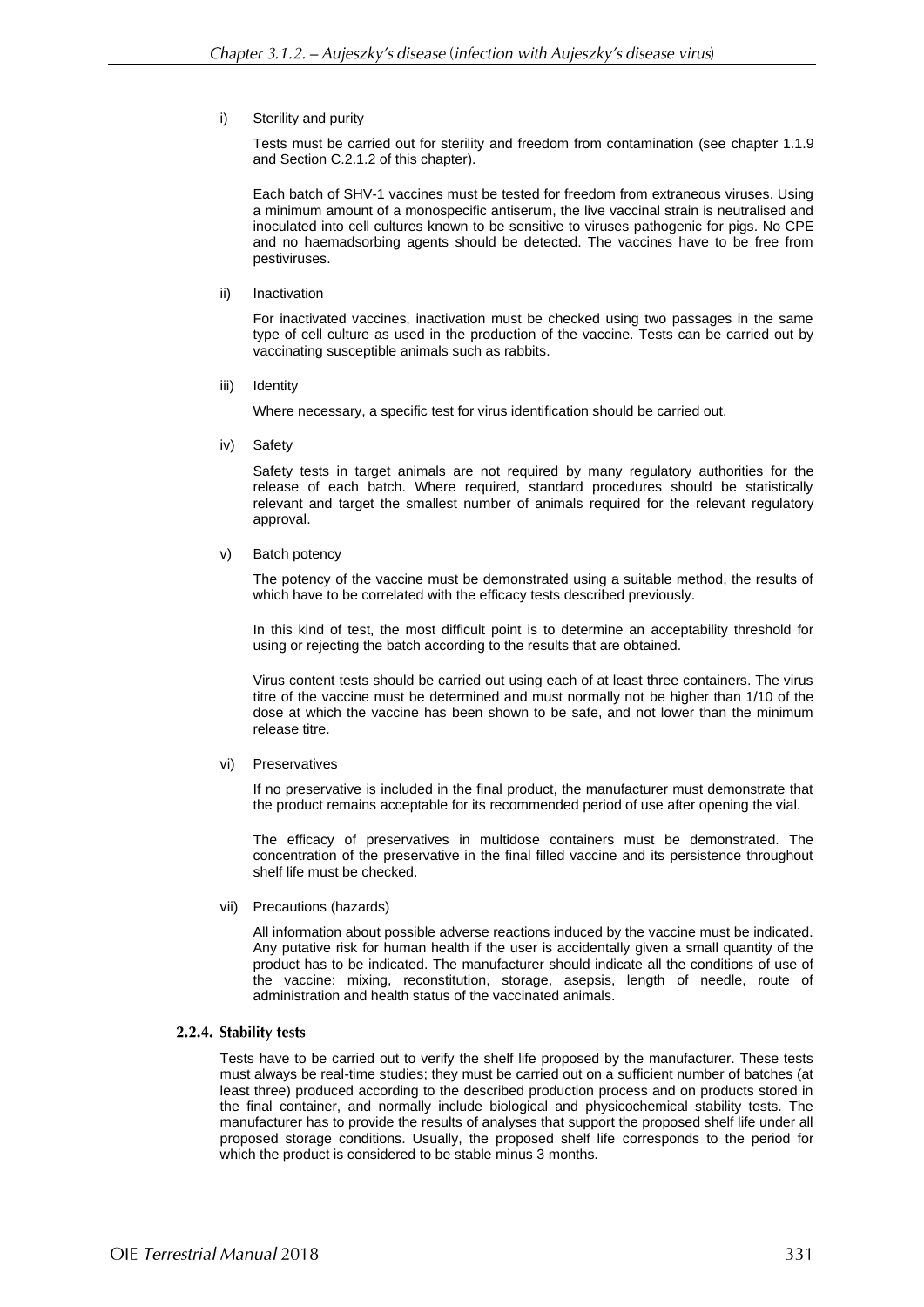i) Sterility and purity

Tests must be carried out for sterility and freedom from contamination (see chapter 1.1.9 and Section C.2.1.2 of this chapter).

Each batch of SHV-1 vaccines must be tested for freedom from extraneous viruses. Using a minimum amount of a monospecific antiserum, the live vaccinal strain is neutralised and inoculated into cell cultures known to be sensitive to viruses pathogenic for pigs. No CPE and no haemadsorbing agents should be detected. The vaccines have to be free from pestiviruses.

ii) Inactivation

For inactivated vaccines, inactivation must be checked using two passages in the same type of cell culture as used in the production of the vaccine. Tests can be carried out by vaccinating susceptible animals such as rabbits.

iii) Identity

Where necessary, a specific test for virus identification should be carried out.

iv) Safety

Safety tests in target animals are not required by many regulatory authorities for the release of each batch. Where required, standard procedures should be statistically relevant and target the smallest number of animals required for the relevant regulatory approval.

v) Batch potency

The potency of the vaccine must be demonstrated using a suitable method, the results of which have to be correlated with the efficacy tests described previously.

In this kind of test, the most difficult point is to determine an acceptability threshold for using or rejecting the batch according to the results that are obtained.

Virus content tests should be carried out using each of at least three containers. The virus titre of the vaccine must be determined and must normally not be higher than 1/10 of the dose at which the vaccine has been shown to be safe, and not lower than the minimum release titre.

vi) Preservatives

If no preservative is included in the final product, the manufacturer must demonstrate that the product remains acceptable for its recommended period of use after opening the vial.

The efficacy of preservatives in multidose containers must be demonstrated. The concentration of the preservative in the final filled vaccine and its persistence throughout shelf life must be checked.

vii) Precautions (hazards)

All information about possible adverse reactions induced by the vaccine must be indicated. Any putative risk for human health if the user is accidentally given a small quantity of the product has to be indicated. The manufacturer should indicate all the conditions of use of the vaccine: mixing, reconstitution, storage, asepsis, length of needle, route of administration and health status of the vaccinated animals.

### 2.2.4. Stability tests

Tests have to be carried out to verify the shelf life proposed by the manufacturer. These tests must always be real-time studies; they must be carried out on a sufficient number of batches (at least three) produced according to the described production process and on products stored in the final container, and normally include biological and physicochemical stability tests. The manufacturer has to provide the results of analyses that support the proposed shelf life under all proposed storage conditions. Usually, the proposed shelf life corresponds to the period for which the product is considered to be stable minus 3 months.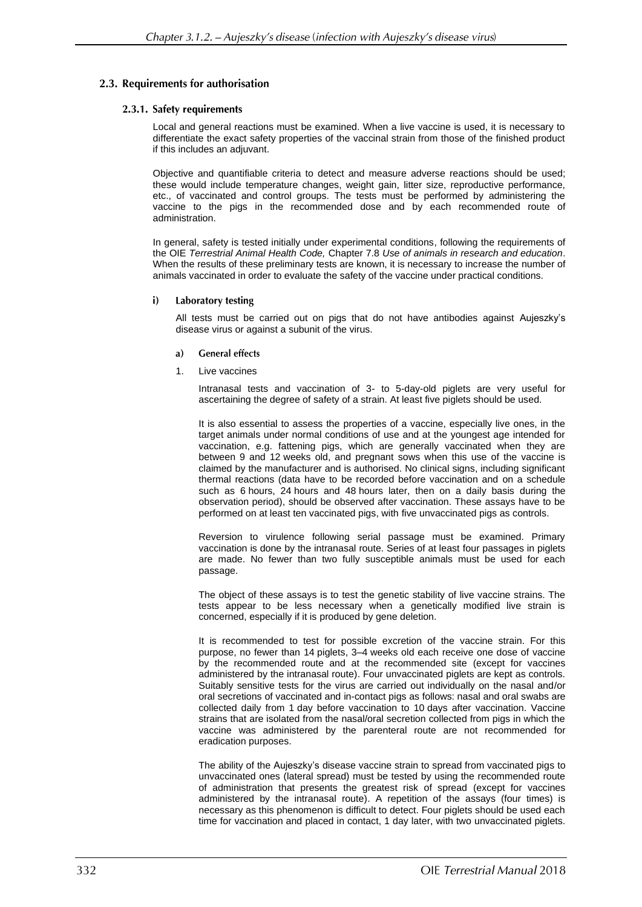### 2.3. Requirements for authorisation

#### 2.3.1. Safety requirements

Local and general reactions must be examined. When a live vaccine is used, it is necessary to differentiate the exact safety properties of the vaccinal strain from those of the finished product if this includes an adjuvant.

Objective and quantifiable criteria to detect and measure adverse reactions should be used; these would include temperature changes, weight gain, litter size, reproductive performance, etc., of vaccinated and control groups. The tests must be performed by administering the vaccine to the pigs in the recommended dose and by each recommended route of administration.

In general, safety is tested initially under experimental conditions, following the requirements of the OIE *Terrestrial Animal Health Code,* Chapter 7.8 *Use of animals in research and education*. When the results of these preliminary tests are known, it is necessary to increase the number of animals vaccinated in order to evaluate the safety of the vaccine under practical conditions.

**i) Laboratory testing**

All tests must be carried out on pigs that do not have antibodies against Aujeszky's disease virus or against a subunit of the virus.

**a) General effects**

1. Live vaccines

Intranasal tests and vaccination of 3- to 5-day-old piglets are very useful for ascertaining the degree of safety of a strain. At least five piglets should be used.

It is also essential to assess the properties of a vaccine, especially live ones, in the target animals under normal conditions of use and at the youngest age intended for vaccination, e.g. fattening pigs, which are generally vaccinated when they are between 9 and 12 weeks old, and pregnant sows when this use of the vaccine is claimed by the manufacturer and is authorised. No clinical signs, including significant thermal reactions (data have to be recorded before vaccination and on a schedule such as 6 hours, 24 hours and 48 hours later, then on a daily basis during the observation period), should be observed after vaccination. These assays have to be performed on at least ten vaccinated pigs, with five unvaccinated pigs as controls.

Reversion to virulence following serial passage must be examined. Primary vaccination is done by the intranasal route. Series of at least four passages in piglets are made. No fewer than two fully susceptible animals must be used for each passage.

The object of these assays is to test the genetic stability of live vaccine strains. The tests appear to be less necessary when a genetically modified live strain is concerned, especially if it is produced by gene deletion.

It is recommended to test for possible excretion of the vaccine strain. For this purpose, no fewer than 14 piglets, 3–4 weeks old each receive one dose of vaccine by the recommended route and at the recommended site (except for vaccines administered by the intranasal route). Four unvaccinated piglets are kept as controls. Suitably sensitive tests for the virus are carried out individually on the nasal and/or oral secretions of vaccinated and in-contact pigs as follows: nasal and oral swabs are collected daily from 1 day before vaccination to 10 days after vaccination. Vaccine strains that are isolated from the nasal/oral secretion collected from pigs in which the vaccine was administered by the parenteral route are not recommended for eradication purposes.

The ability of the Aujeszky's disease vaccine strain to spread from vaccinated pigs to unvaccinated ones (lateral spread) must be tested by using the recommended route of administration that presents the greatest risk of spread (except for vaccines administered by the intranasal route). A repetition of the assays (four times) is necessary as this phenomenon is difficult to detect. Four piglets should be used each time for vaccination and placed in contact, 1 day later, with two unvaccinated piglets.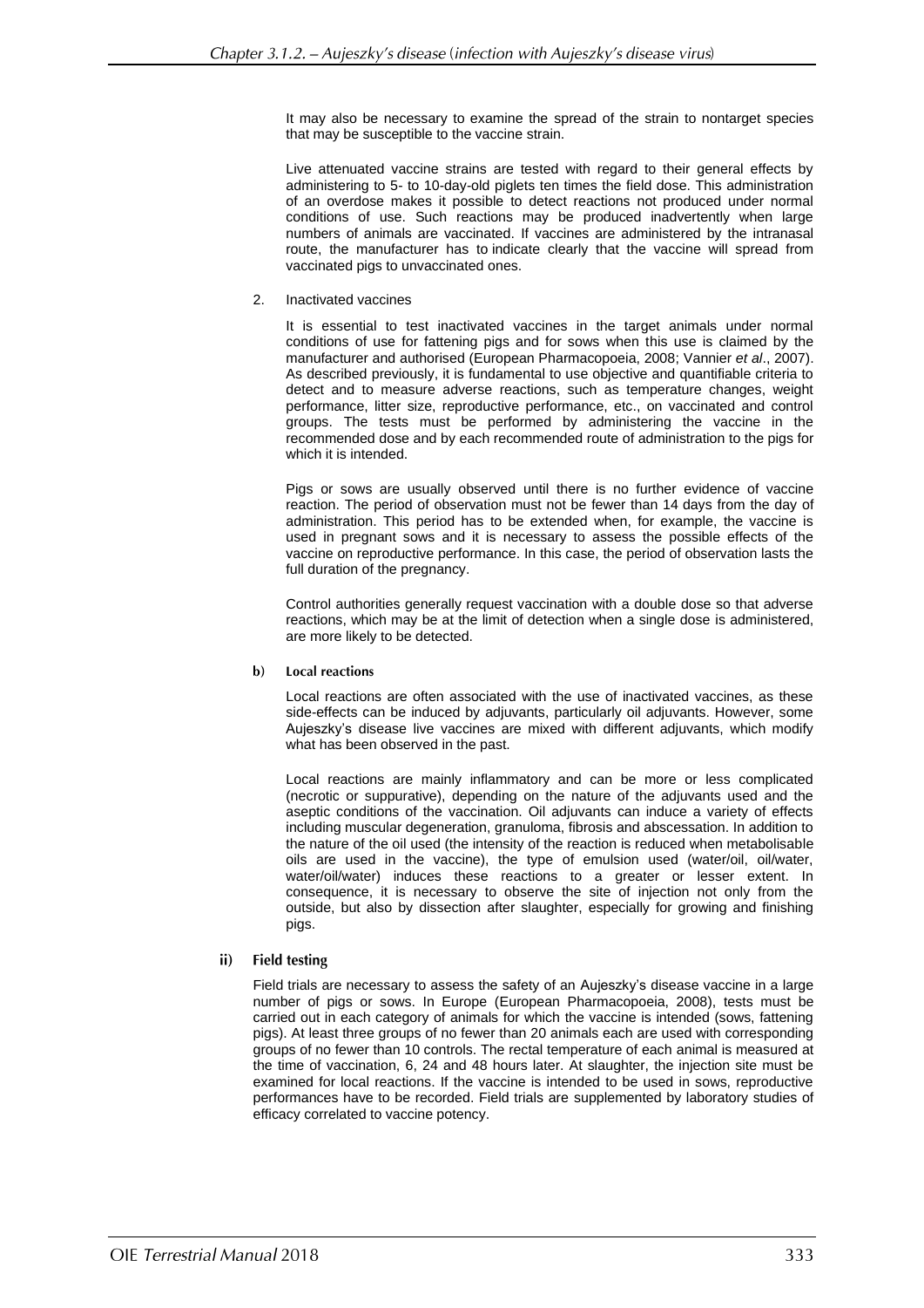It may also be necessary to examine the spread of the strain to nontarget species that may be susceptible to the vaccine strain.

Live attenuated vaccine strains are tested with regard to their general effects by administering to 5- to 10-day-old piglets ten times the field dose. This administration of an overdose makes it possible to detect reactions not produced under normal conditions of use. Such reactions may be produced inadvertently when large numbers of animals are vaccinated. If vaccines are administered by the intranasal route, the manufacturer has to indicate clearly that the vaccine will spread from vaccinated pigs to unvaccinated ones.

2. Inactivated vaccines

It is essential to test inactivated vaccines in the target animals under normal conditions of use for fattening pigs and for sows when this use is claimed by the manufacturer and authorised (European Pharmacopoeia, 2008; Vannier *et al*., 2007). As described previously, it is fundamental to use objective and quantifiable criteria to detect and to measure adverse reactions, such as temperature changes, weight performance, litter size, reproductive performance, etc., on vaccinated and control groups. The tests must be performed by administering the vaccine in the recommended dose and by each recommended route of administration to the pigs for which it is intended.

Pigs or sows are usually observed until there is no further evidence of vaccine reaction. The period of observation must not be fewer than 14 days from the day of administration. This period has to be extended when, for example, the vaccine is used in pregnant sows and it is necessary to assess the possible effects of the vaccine on reproductive performance. In this case, the period of observation lasts the full duration of the pregnancy.

Control authorities generally request vaccination with a double dose so that adverse reactions, which may be at the limit of detection when a single dose is administered, are more likely to be detected.

**b) Local reactions**

Local reactions are often associated with the use of inactivated vaccines, as these side-effects can be induced by adjuvants, particularly oil adjuvants. However, some Aujeszky's disease live vaccines are mixed with different adjuvants, which modify what has been observed in the past.

Local reactions are mainly inflammatory and can be more or less complicated (necrotic or suppurative), depending on the nature of the adjuvants used and the aseptic conditions of the vaccination. Oil adjuvants can induce a variety of effects including muscular degeneration, granuloma, fibrosis and abscessation. In addition to the nature of the oil used (the intensity of the reaction is reduced when metabolisable oils are used in the vaccine), the type of emulsion used (water/oil, oil/water, water/oil/water) induces these reactions to a greater or lesser extent. In consequence, it is necessary to observe the site of injection not only from the outside, but also by dissection after slaughter, especially for growing and finishing pigs.

**ii) Field testing**

Field trials are necessary to assess the safety of an Aujeszky's disease vaccine in a large number of pigs or sows. In Europe (European Pharmacopoeia, 2008), tests must be carried out in each category of animals for which the vaccine is intended (sows, fattening pigs). At least three groups of no fewer than 20 animals each are used with corresponding groups of no fewer than 10 controls. The rectal temperature of each animal is measured at the time of vaccination, 6, 24 and 48 hours later. At slaughter, the injection site must be examined for local reactions. If the vaccine is intended to be used in sows, reproductive performances have to be recorded. Field trials are supplemented by laboratory studies of efficacy correlated to vaccine potency.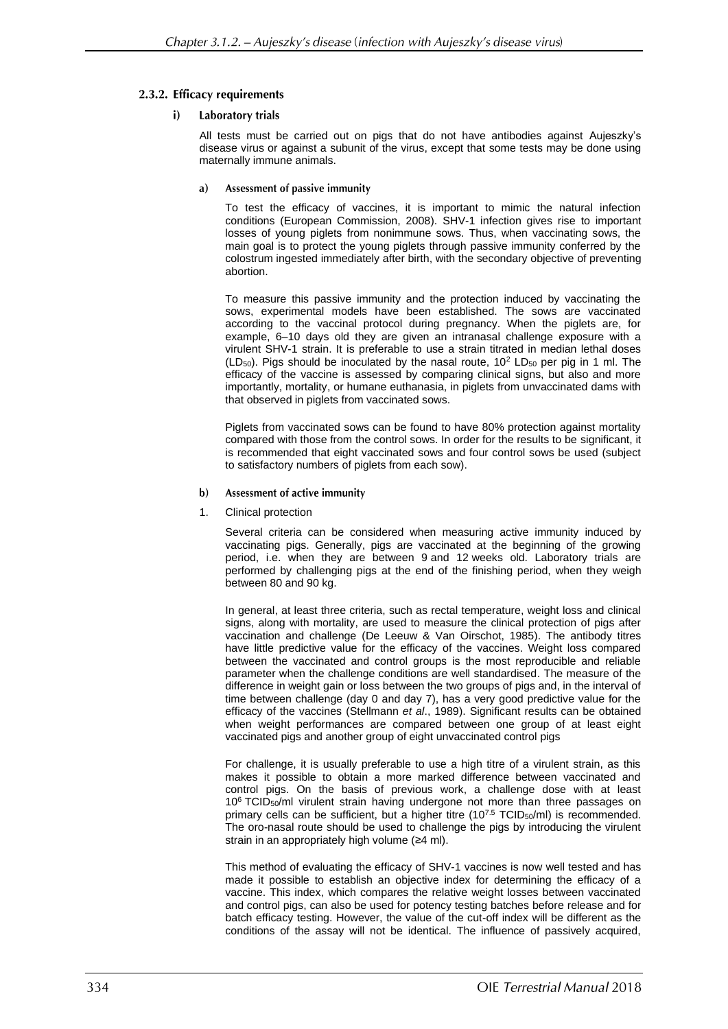#### 2.3.2. Efficacy requirements

##### i) Laboratory trials

All tests must be carried out on pigs that do not have antibodies against Aujeszky's disease virus or against a subunit of the virus, except that some tests may be done using maternally immune animals.

###### a) Assessment of passive immunity

To test the efficacy of vaccines, it is important to mimic the natural infection conditions (European Commission, 2008). SHV-1 infection gives rise to important losses of young piglets from nonimmune sows. Thus, when vaccinating sows, the main goal is to protect the young piglets through passive immunity conferred by the colostrum ingested immediately after birth, with the secondary objective of preventing abortion.

To measure this passive immunity and the protection induced by vaccinating the sows, experimental models have been established. The sows are vaccinated according to the vaccinal protocol during pregnancy. When the piglets are, for example, 6–10 days old they are given an intranasal challenge exposure with a virulent SHV-1 strain. It is preferable to use a strain titrated in median lethal doses ($LD_{50}$). Pigs should be inoculated by the nasal route, $10^2$ $LD_{50}$ per pig in 1 ml. The efficacy of the vaccine is assessed by comparing clinical signs, but also and more importantly, mortality, or humane euthanasia, in piglets from unvaccinated dams with that observed in piglets from vaccinated sows.

Piglets from vaccinated sows can be found to have 80% protection against mortality compared with those from the control sows. In order for the results to be significant, it is recommended that eight vaccinated sows and four control sows be used (subject to satisfactory numbers of piglets from each sow).

###### b) Assessment of active immunity

1. Clinical protection

Several criteria can be considered when measuring active immunity induced by vaccinating pigs. Generally, pigs are vaccinated at the beginning of the growing period, i.e. when they are between 9 and 12 weeks old. Laboratory trials are performed by challenging pigs at the end of the finishing period, when they weigh between 80 and 90 kg.

In general, at least three criteria, such as rectal temperature, weight loss and clinical signs, along with mortality, are used to measure the clinical protection of pigs after vaccination and challenge (De Leeuw & Van Oirschot, 1985). The antibody titres have little predictive value for the efficacy of the vaccines. Weight loss compared between the vaccinated and control groups is the most reproducible and reliable parameter when the challenge conditions are well standardised. The measure of the difference in weight gain or loss between the two groups of pigs and, in the interval of time between challenge (day 0 and day 7), has a very good predictive value for the efficacy of the vaccines (Stellmann *et al*., 1989). Significant results can be obtained when weight performances are compared between one group of at least eight vaccinated pigs and another group of eight unvaccinated control pigs

For challenge, it is usually preferable to use a high titre of a virulent strain, as this makes it possible to obtain a more marked difference between vaccinated and control pigs. On the basis of previous work, a challenge dose with at least $10^6$ $TCID_{50}$/ml virulent strain having undergone not more than three passages on primary cells can be sufficient, but a higher titre ($10^{7.5}$ $TCID_{50}$/ml) is recommended. The oro-nasal route should be used to challenge the pigs by introducing the virulent strain in an appropriately high volume (≥4 ml).

This method of evaluating the efficacy of SHV-1 vaccines is now well tested and has made it possible to establish an objective index for determining the efficacy of a vaccine. This index, which compares the relative weight losses between vaccinated and control pigs, can also be used for potency testing batches before release and for batch efficacy testing. However, the value of the cut-off index will be different as the conditions of the assay will not be identical. The influence of passively acquired,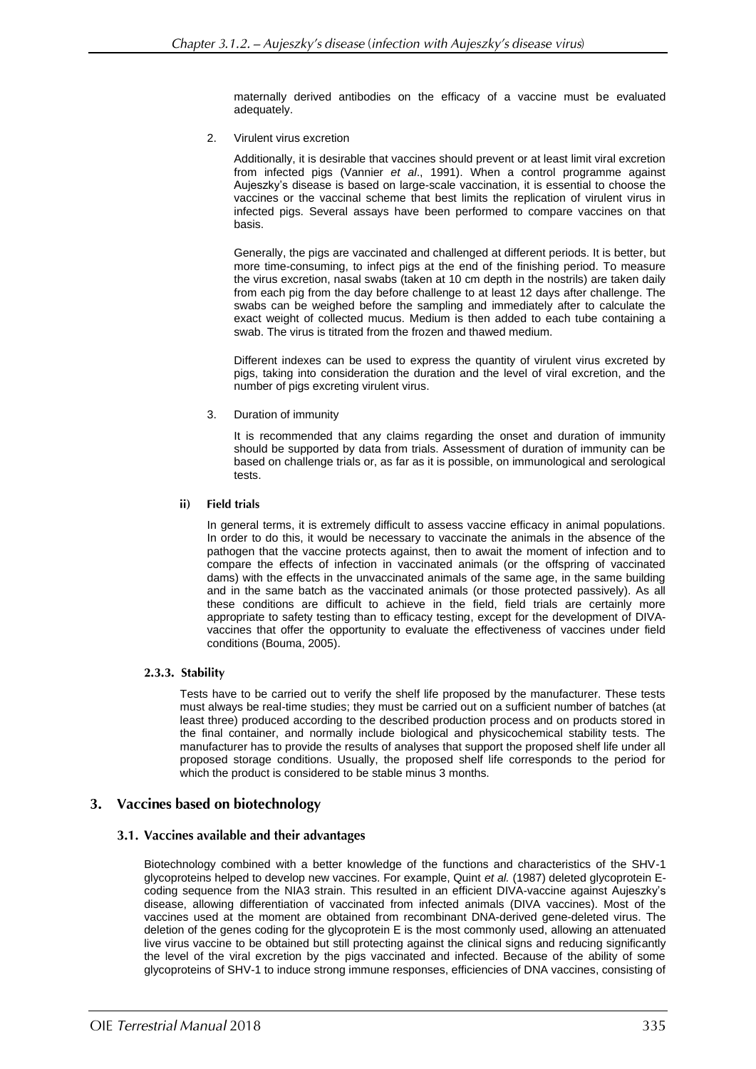maternally derived antibodies on the efficacy of a vaccine must be evaluated adequately.

2. Virulent virus excretion

   Additionally, it is desirable that vaccines should prevent or at least limit viral excretion from infected pigs (Vannier *et al*., 1991). When a control programme against Aujeszky's disease is based on large-scale vaccination, it is essential to choose the vaccines or the vaccinal scheme that best limits the replication of virulent virus in infected pigs. Several assays have been performed to compare vaccines on that basis.

   Generally, the pigs are vaccinated and challenged at different periods. It is better, but more time-consuming, to infect pigs at the end of the finishing period. To measure the virus excretion, nasal swabs (taken at 10 cm depth in the nostrils) are taken daily from each pig from the day before challenge to at least 12 days after challenge. The swabs can be weighed before the sampling and immediately after to calculate the exact weight of collected mucus. Medium is then added to each tube containing a swab. The virus is titrated from the frozen and thawed medium.

   Different indexes can be used to express the quantity of virulent virus excreted by pigs, taking into consideration the duration and the level of viral excretion, and the number of pigs excreting virulent virus.

3. Duration of immunity

   It is recommended that any claims regarding the onset and duration of immunity should be supported by data from trials. Assessment of duration of immunity can be based on challenge trials or, as far as it is possible, on immunological and serological tests.

#### ii) Field trials

In general terms, it is extremely difficult to assess vaccine efficacy in animal populations. In order to do this, it would be necessary to vaccinate the animals in the absence of the pathogen that the vaccine protects against, then to await the moment of infection and to compare the effects of infection in vaccinated animals (or the offspring of vaccinated dams) with the effects in the unvaccinated animals of the same age, in the same building and in the same batch as the vaccinated animals (or those protected passively). As all these conditions are difficult to achieve in the field, field trials are certainly more appropriate to safety testing than to efficacy testing, except for the development of DIVA-vaccines that offer the opportunity to evaluate the effectiveness of vaccines under field conditions (Bouma, 2005).

### 2.3.3. Stability

Tests have to be carried out to verify the shelf life proposed by the manufacturer. These tests must always be real-time studies; they must be carried out on a sufficient number of batches (at least three) produced according to the described production process and on products stored in the final container, and normally include biological and physicochemical stability tests. The manufacturer has to provide the results of analyses that support the proposed shelf life under all proposed storage conditions. Usually, the proposed shelf life corresponds to the period for which the product is considered to be stable minus 3 months.

## 3. Vaccines based on biotechnology

### 3.1. Vaccines available and their advantages

Biotechnology combined with a better knowledge of the functions and characteristics of the SHV-1 glycoproteins helped to develop new vaccines. For example, Quint *et al.* (1987) deleted glycoprotein E-coding sequence from the NIA3 strain. This resulted in an efficient DIVA-vaccine against Aujeszky's disease, allowing differentiation of vaccinated from infected animals (DIVA vaccines). Most of the vaccines used at the moment are obtained from recombinant DNA-derived gene-deleted virus. The deletion of the genes coding for the glycoprotein E is the most commonly used, allowing an attenuated live virus vaccine to be obtained but still protecting against the clinical signs and reducing significantly the level of the viral excretion by the pigs vaccinated and infected. Because of the ability of some glycoproteins of SHV-1 to induce strong immune responses, efficiencies of DNA vaccines, consisting of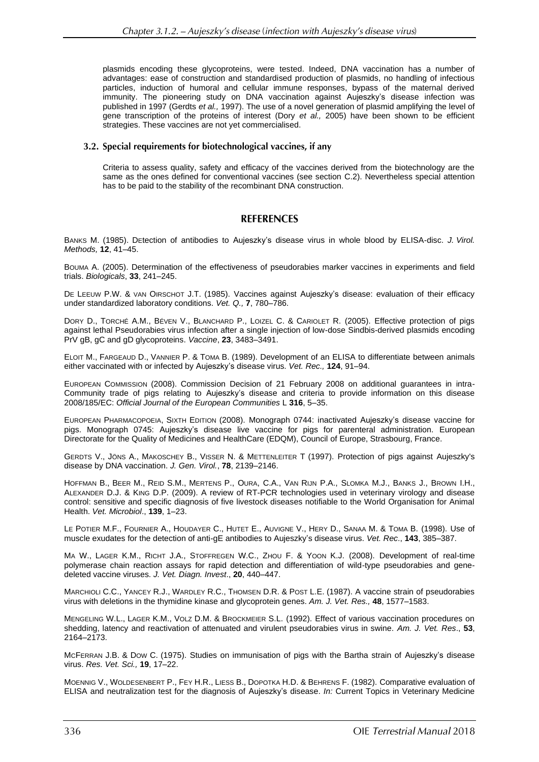plasmids encoding these glycoproteins, were tested. Indeed, DNA vaccination has a number of advantages: ease of construction and standardised production of plasmids, no handling of infectious particles, induction of humoral and cellular immune responses, bypass of the maternal derived immunity. The pioneering study on DNA vaccination against Aujeszky's disease infection was published in 1997 (Gerdts *et al.,* 1997). The use of a novel generation of plasmid amplifying the level of gene transcription of the proteins of interest (Dory *et al.,* 2005) have been shown to be efficient strategies. These vaccines are not yet commercialised.

### 3.2. Special requirements for biotechnological vaccines, if any

Criteria to assess quality, safety and efficacy of the vaccines derived from the biotechnology are the same as the ones defined for conventional vaccines (see section C.2). Nevertheless special attention has to be paid to the stability of the recombinant DNA construction.

## REFERENCES

Banks M. (1985). Detection of antibodies to Aujeszky's disease virus in whole blood by ELISA-disc. *J. Virol. Methods,* **12**, 41–45.

Bouma A. (2005). Determination of the effectiveness of pseudorabies marker vaccines in experiments and field trials. *Biologicals*, **33**, 241–245.

De Leeuw P.W. & van Oirschot J.T. (1985). Vaccines against Aujeszky's disease: evaluation of their efficacy under standardized laboratory conditions. *Vet. Q.,* **7**, 780–786.

Dory D., Torché A.M., Béven V., Blanchard P., Loizel C. & Cariolet R. (2005). Effective protection of pigs against lethal Pseudorabies virus infection after a single injection of low-dose Sindbis-derived plasmids encoding PrV gB, gC and gD glycoproteins. *Vaccine*, **23**, 3483–3491.

Eloit M., Fargeaud D., Vannier P. & Toma B. (1989). Development of an ELISA to differentiate between animals either vaccinated with or infected by Aujeszky's disease virus. *Vet. Rec.,* **124**, 91–94.

European Commission (2008). Commission Decision of 21 February 2008 on additional guarantees in intra-Community trade of pigs relating to Aujeszky's disease and criteria to provide information on this disease 2008/185/EC: *Official Journal of the European Communities* L **316**, 5–35.

European Pharmacopoeia, Sixth Edition (2008). Monograph 0744: inactivated Aujeszky's disease vaccine for pigs. Monograph 0745: Aujeszky's disease live vaccine for pigs for parenteral administration. European Directorate for the Quality of Medicines and HealthCare (EDQM), Council of Europe, Strasbourg, France.

Gerdts V., Jöns A., Makoschey B., Visser N. & Mettenleiter T (1997). Protection of pigs against Aujeszky's disease by DNA vaccination. *J. Gen. Virol.*, **78**, 2139–2146.

Hoffman B., Beer M., Reid S.M., Mertens P., Oura, C.A., Van Rijn P.A., Slomka M.J., Banks J., Brown I.H., Alexander D.J. & King D.P. (2009). A review of RT-PCR technologies used in veterinary virology and disease control: sensitive and specific diagnosis of five livestock diseases notifiable to the World Organisation for Animal Health. *Vet. Microbiol*., **139**, 1–23.

Le Potier M.F., Fournier A., Houdayer C., Hutet E., Auvigne V., Hery D., Sanaa M. & Toma B. (1998). Use of muscle exudates for the detection of anti-gE antibodies to Aujeszky's disease virus. *Vet. Rec*., **143**, 385–387.

Ma W., Lager K.M., Richt J.A., Stoffregen W.C., Zhou F. & Yoon K.J. (2008). Development of real-time polymerase chain reaction assays for rapid detection and differentiation of wild-type pseudorabies and gene-deleted vaccine viruses. *J. Vet. Diagn. Invest*., **20**, 440–447.

Marchioli C.C., Yancey R.J., Wardley R.C., Thomsen D.R. & Post L.E. (1987). A vaccine strain of pseudorabies virus with deletions in the thymidine kinase and glycoprotein genes. *Am. J. Vet. Res.,* **48**, 1577–1583.

Mengeling W.L., Lager K.M., Volz D.M. & Brockmeier S.L. (1992). Effect of various vaccination procedures on shedding, latency and reactivation of attenuated and virulent pseudorabies virus in swine. *Am. J. Vet. Res*., **53**, 2164–2173.

McFerran J.B. & Dow C. (1975). Studies on immunisation of pigs with the Bartha strain of Aujeszky's disease virus. *Res. Vet. Sci.,* **19**, 17–22.

Moennig V., Woldesenbert P., Fey H.R., Liess B., Dopotka H.D. & Behrens F. (1982). Comparative evaluation of ELISA and neutralization test for the diagnosis of Aujeszky's disease. *In:* Current Topics in Veterinary Medicine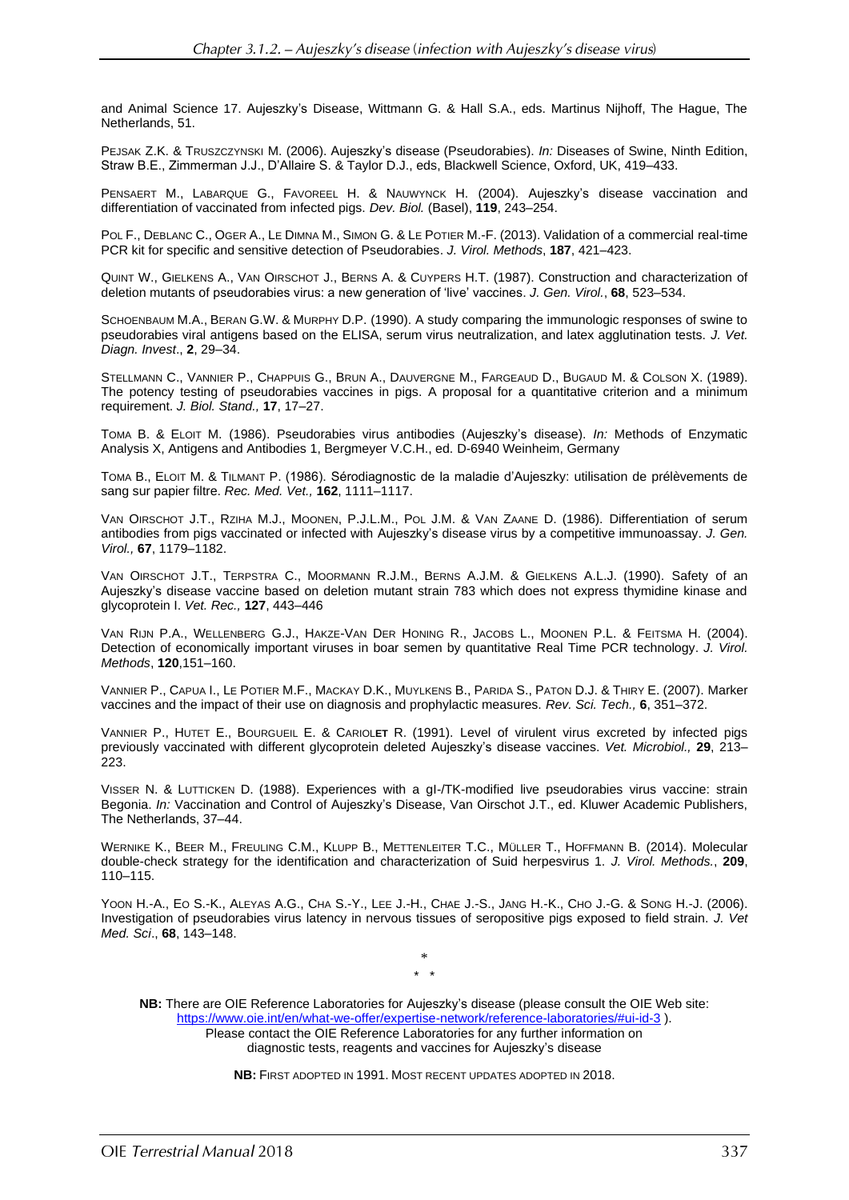and Animal Science 17. Aujeszky's Disease, Wittmann G. & Hall S.A., eds. Martinus Nijhoff, The Hague, The Netherlands, 51.

PEJSAK Z.K. & TRUSZCZYNSKI M. (2006). Aujeszky's disease (Pseudorabies). *In:* Diseases of Swine, Ninth Edition, Straw B.E., Zimmerman J.J., D'Allaire S. & Taylor D.J., eds, Blackwell Science, Oxford, UK, 419–433.

PENSAERT M., LABARQUE G., FAVOREEL H. & NAUWYNCK H. (2004). Aujeszky's disease vaccination and differentiation of vaccinated from infected pigs. *Dev. Biol.* (Basel), **119**, 243–254.

POL F., DEBLANC C., OGER A., LE DIMNA M., SIMON G. & LE POTIER M.-F. (2013). Validation of a commercial real-time PCR kit for specific and sensitive detection of Pseudorabies. *J. Virol. Methods*, **187**, 421–423.

QUINT W., GIELKENS A., VAN OIRSCHOT J., BERNS A. & CUYPERS H.T. (1987). Construction and characterization of deletion mutants of pseudorabies virus: a new generation of 'live' vaccines. *J. Gen. Virol.*, **68**, 523–534.

SCHOENBAUM M.A., BERAN G.W. & MURPHY D.P. (1990). A study comparing the immunologic responses of swine to pseudorabies viral antigens based on the ELISA, serum virus neutralization, and latex agglutination tests. *J. Vet. Diagn. Invest*., **2**, 29–34.

STELLMANN C., VANNIER P., CHAPPUIS G., BRUN A., DAUVERGNE M., FARGEAUD D., BUGAUD M. & COLSON X. (1989). The potency testing of pseudorabies vaccines in pigs. A proposal for a quantitative criterion and a minimum requirement. *J. Biol. Stand.,* **17**, 17–27.

TOMA B. & ELOIT M. (1986). Pseudorabies virus antibodies (Aujeszky's disease). *In:* Methods of Enzymatic Analysis X, Antigens and Antibodies 1, Bergmeyer V.C.H., ed. D-6940 Weinheim, Germany

TOMA B., ELOIT M. & TILMANT P. (1986). Sérodiagnostic de la maladie d'Aujeszky: utilisation de prélèvements de sang sur papier filtre. *Rec. Med. Vet.,* **162**, 1111–1117.

VAN OIRSCHOT J.T., RZIHA M.J., MOONEN, P.J.L.M., POL J.M. & VAN ZAANE D. (1986). Differentiation of serum antibodies from pigs vaccinated or infected with Aujeszky's disease virus by a competitive immunoassay. *J. Gen. Virol.,* **67**, 1179–1182.

VAN OIRSCHOT J.T., TERPSTRA C., MOORMANN R.J.M., BERNS A.J.M. & GIELKENS A.L.J. (1990). Safety of an Aujeszky's disease vaccine based on deletion mutant strain 783 which does not express thymidine kinase and glycoprotein I. *Vet. Rec.,* **127**, 443–446

VAN RIJN P.A., WELLENBERG G.J., HAKZE-VAN DER HONING R., JACOBS L., MOONEN P.L. & FEITSMA H. (2004). Detection of economically important viruses in boar semen by quantitative Real Time PCR technology. *J. Virol. Methods*, **120**,151–160.

VANNIER P., CAPUA I., LE POTIER M.F., MACKAY D.K., MUYLKENS B., PARIDA S., PATON D.J. & THIRY E. (2007). Marker vaccines and the impact of their use on diagnosis and prophylactic measures. *Rev. Sci. Tech.,* **6**, 351–372.

VANNIER P., HUTET E., BOURGUEIL E. & CARIOLET R. (1991). Level of virulent virus excreted by infected pigs previously vaccinated with different glycoprotein deleted Aujeszky's disease vaccines. *Vet. Microbiol.,* **29**, 213–223.

VISSER N. & LUTTICKEN D. (1988). Experiences with a gI-/TK-modified live pseudorabies virus vaccine: strain Begonia. *In:* Vaccination and Control of Aujeszky's Disease, Van Oirschot J.T., ed. Kluwer Academic Publishers, The Netherlands, 37–44.

WERNIKE K., BEER M., FREULING C.M., KLUPP B., METTENLEITER T.C., MÜLLER T., HOFFMANN B. (2014). Molecular double-check strategy for the identification and characterization of Suid herpesvirus 1. *J. Virol. Methods.*, **209**, 110–115.

YOON H.-A., EO S.-K., ALEYAS A.G., CHA S.-Y., LEE J.-H., CHAE J.-S., JANG H.-K., CHO J.-G. & SONG H.-J. (2006). Investigation of pseudorabies virus latency in nervous tissues of seropositive pigs exposed to field strain. *J. Vet Med. Sci*., **68**, 143–148.

\*
\* \*

**NB:** There are OIE Reference Laboratories for Aujeszky's disease (please consult the OIE Web site: https://www.oie.int/en/what-we-offer/expertise-network/reference-laboratories/#ui-id-3 ).
Please contact the OIE Reference Laboratories for any further information on diagnostic tests, reagents and vaccines for Aujeszky's disease

**NB:** FIRST ADOPTED IN 1991. MOST RECENT UPDATES ADOPTED IN 2018.